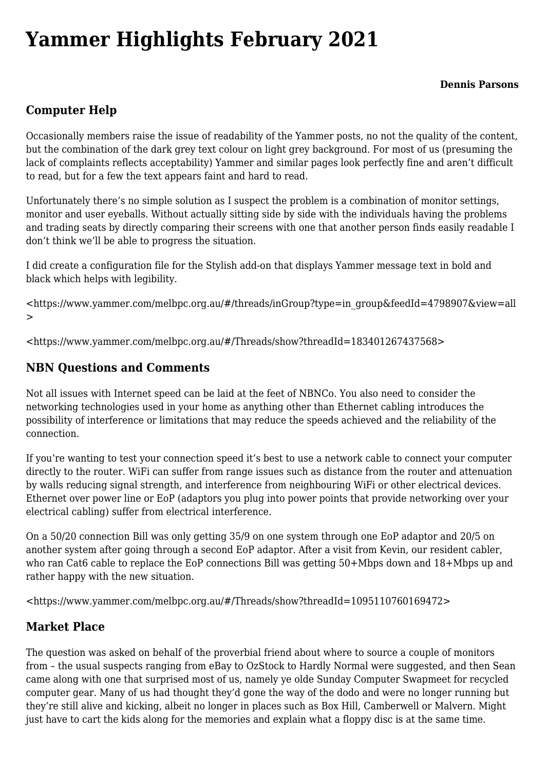# Yammer Highlights February 2021

**Dennis Parsons**

## Computer Help

Occasionally members raise the issue of readability of the Yammer posts, no not the quality of the content, but the combination of the dark grey text colour on light grey background. For most of us (presuming the lack of complaints reflects acceptability) Yammer and similar pages look perfectly fine and aren't difficult to read, but for a few the text appears faint and hard to read.

Unfortunately there's no simple solution as I suspect the problem is a combination of monitor settings, monitor and user eyeballs. Without actually sitting side by side with the individuals having the problems and trading seats by directly comparing their screens with one that another person finds easily readable I don't think we'll be able to progress the situation.

I did create a configuration file for the Stylish add-on that displays Yammer message text in bold and black which helps with legibility.

<https://www.yammer.com/melbpc.org.au/#/threads/inGroup?type=in_group&feedId=4798907&view=all>

<https://www.yammer.com/melbpc.org.au/#/Threads/show?threadId=183401267437568>

## NBN Questions and Comments

Not all issues with Internet speed can be laid at the feet of NBNCo. You also need to consider the networking technologies used in your home as anything other than Ethernet cabling introduces the possibility of interference or limitations that may reduce the speeds achieved and the reliability of the connection.

If you're wanting to test your connection speed it's best to use a network cable to connect your computer directly to the router. WiFi can suffer from range issues such as distance from the router and attenuation by walls reducing signal strength, and interference from neighbouring WiFi or other electrical devices. Ethernet over power line or EoP (adaptors you plug into power points that provide networking over your electrical cabling) suffer from electrical interference.

On a 50/20 connection Bill was only getting 35/9 on one system through one EoP adaptor and 20/5 on another system after going through a second EoP adaptor. After a visit from Kevin, our resident cabler, who ran Cat6 cable to replace the EoP connections Bill was getting 50+Mbps down and 18+Mbps up and rather happy with the new situation.

<https://www.yammer.com/melbpc.org.au/#/Threads/show?threadId=1095110760169472>

## Market Place

The question was asked on behalf of the proverbial friend about where to source a couple of monitors from – the usual suspects ranging from eBay to OzStock to Hardly Normal were suggested, and then Sean came along with one that surprised most of us, namely ye olde Sunday Computer Swapmeet for recycled computer gear. Many of us had thought they'd gone the way of the dodo and were no longer running but they're still alive and kicking, albeit no longer in places such as Box Hill, Camberwell or Malvern. Might just have to cart the kids along for the memories and explain what a floppy disc is at the same time.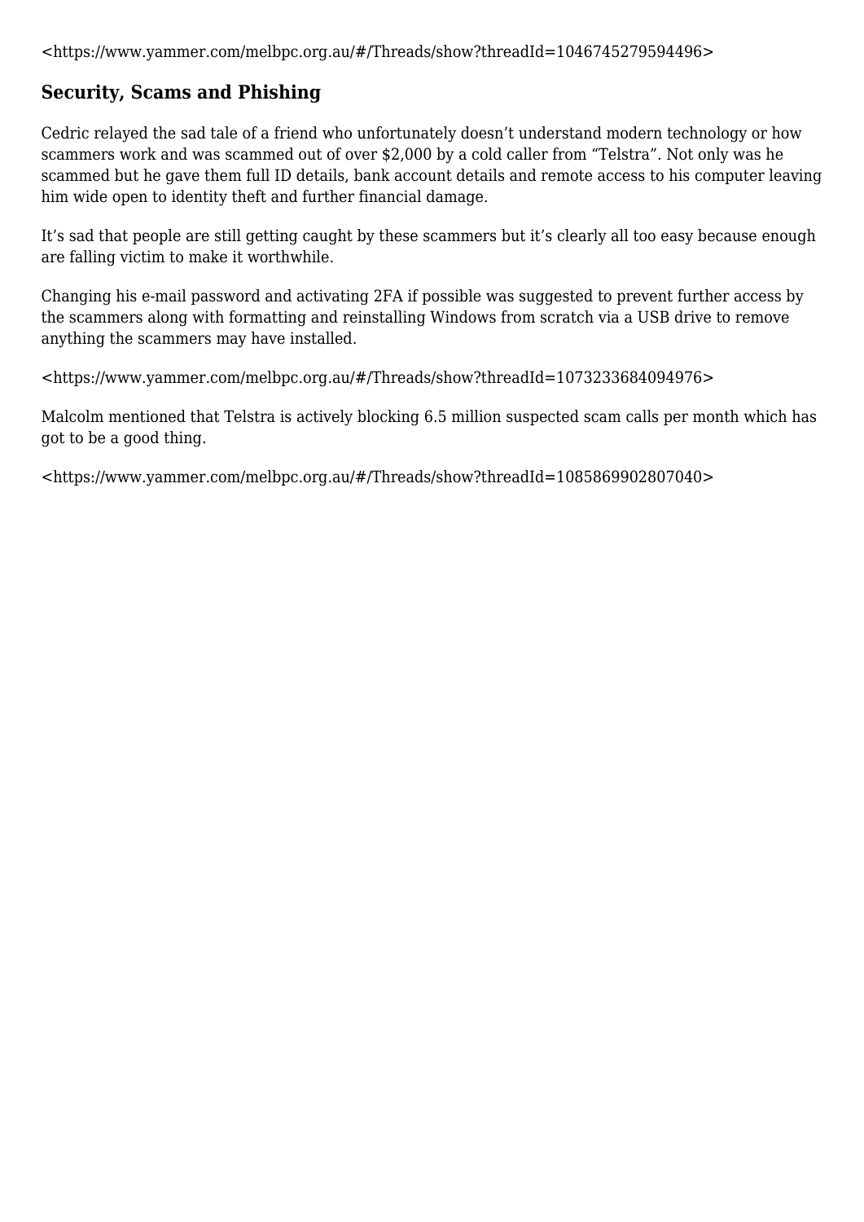<https://www.yammer.com/melbpc.org.au/#/Threads/show?threadId=1046745279594496>

### Security, Scams and Phishing

Cedric relayed the sad tale of a friend who unfortunately doesn't understand modern technology or how scammers work and was scammed out of over $2,000 by a cold caller from "Telstra". Not only was he scammed but he gave them full ID details, bank account details and remote access to his computer leaving him wide open to identity theft and further financial damage.

It's sad that people are still getting caught by these scammers but it's clearly all too easy because enough are falling victim to make it worthwhile.

Changing his e-mail password and activating 2FA if possible was suggested to prevent further access by the scammers along with formatting and reinstalling Windows from scratch via a USB drive to remove anything the scammers may have installed.

<https://www.yammer.com/melbpc.org.au/#/Threads/show?threadId=1073233684094976>

Malcolm mentioned that Telstra is actively blocking 6.5 million suspected scam calls per month which has got to be a good thing.

<https://www.yammer.com/melbpc.org.au/#/Threads/show?threadId=1085869902807040>